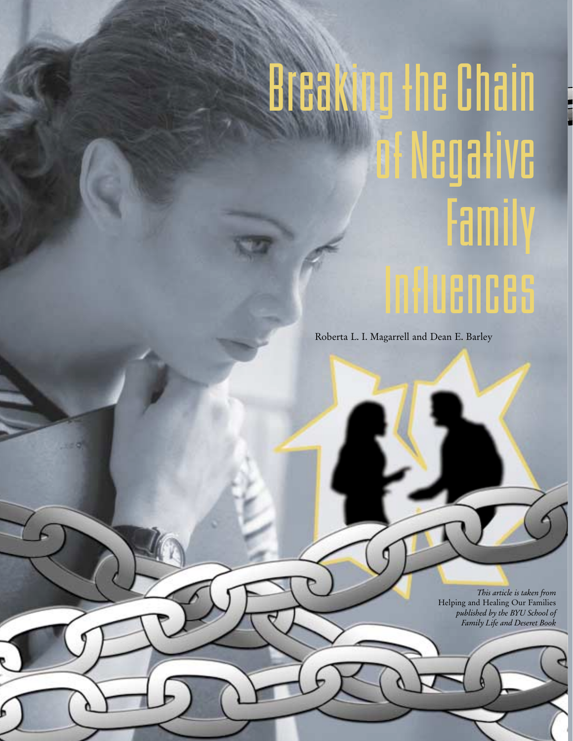# Breaking the Chain of Negative Family Influences

Roberta L. I. Magarrell and Dean E. Barley

*This article is taken from* Helping and Healing Our Families *published by the BYU School of Family Life and Deseret Book*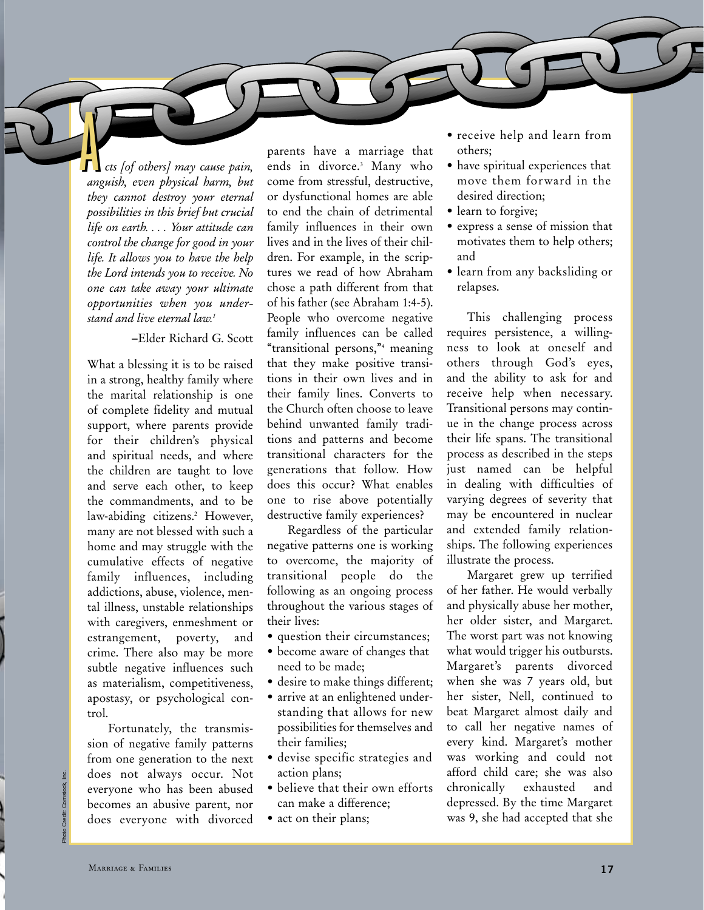*Acts [of others] may cause pain, anguish, even physical harm, but they cannot destroy your eternal possibilities in this brief but crucial life on earth. . . . Your attitude can control the change for good in your life. It allows you to have the help the Lord intends you to receive. No one can take away your ultimate opportunities when you understand and live eternal law.*[1]

–Elder Richard G. Scott

What a blessing it is to be raised in a strong, healthy family where the marital relationship is one of complete fidelity and mutual support, where parents provide for their children's physical and spiritual needs, and where the children are taught to love and serve each other, to keep the commandments, and to be law-abiding citizens.[2] However, many are not blessed with such a home and may struggle with the cumulative effects of negative family influences, including addictions, abuse, violence, mental illness, unstable relationships with caregivers, enmeshment or estrangement, poverty, and crime. There also may be more subtle negative influences such as materialism, competitiveness, apostasy, or psychological control.

Fortunately, the transmission of negative family patterns from one generation to the next does not always occur. Not everyone who has been abused becomes an abusive parent, nor does everyone with divorced parents have a marriage that ends in divorce.[3] Many who come from stressful, destructive, or dysfunctional homes are able to end the chain of detrimental family influences in their own lives and in the lives of their children. For example, in the scriptures we read of how Abraham chose a path different from that of his father (see Abraham 1:4-5). People who overcome negative family influences can be called "transitional persons,"[4] meaning that they make positive transitions in their own lives and in their family lines. Converts to the Church often choose to leave behind unwanted family traditions and patterns and become transitional characters for the generations that follow. How does this occur? What enables one to rise above potentially destructive family experiences?

Regardless of the particular negative patterns one is working to overcome, the majority of transitional people do the following as an ongoing process throughout the various stages of their lives:

- question their circumstances;
- become aware of changes that need to be made;
- desire to make things different;
- arrive at an enlightened understanding that allows for new possibilities for themselves and their families;
- devise specific strategies and action plans;
- believe that their own efforts can make a difference;
- act on their plans;
- receive help and learn from others;
- have spiritual experiences that move them forward in the desired direction;
- learn to forgive;
- express a sense of mission that motivates them to help others; and
- learn from any backsliding or relapses.

This challenging process requires persistence, a willingness to look at oneself and others through God's eyes, and the ability to ask for and receive help when necessary. Transitional persons may continue in the change process across their life spans. The transitional process as described in the steps just named can be helpful in dealing with difficulties of varying degrees of severity that may be encountered in nuclear and extended family relationships. The following experiences illustrate the process.

Margaret grew up terrified of her father. He would verbally and physically abuse her mother, her older sister, and Margaret. The worst part was not knowing what would trigger his outbursts. Margaret's parents divorced when she was 7 years old, but her sister, Nell, continued to beat Margaret almost daily and to call her negative names of every kind. Margaret's mother was working and could not afford child care; she was also chronically exhausted and depressed. By the time Margaret was 9, she had accepted that she

Photo Credit: Comstock, Inc.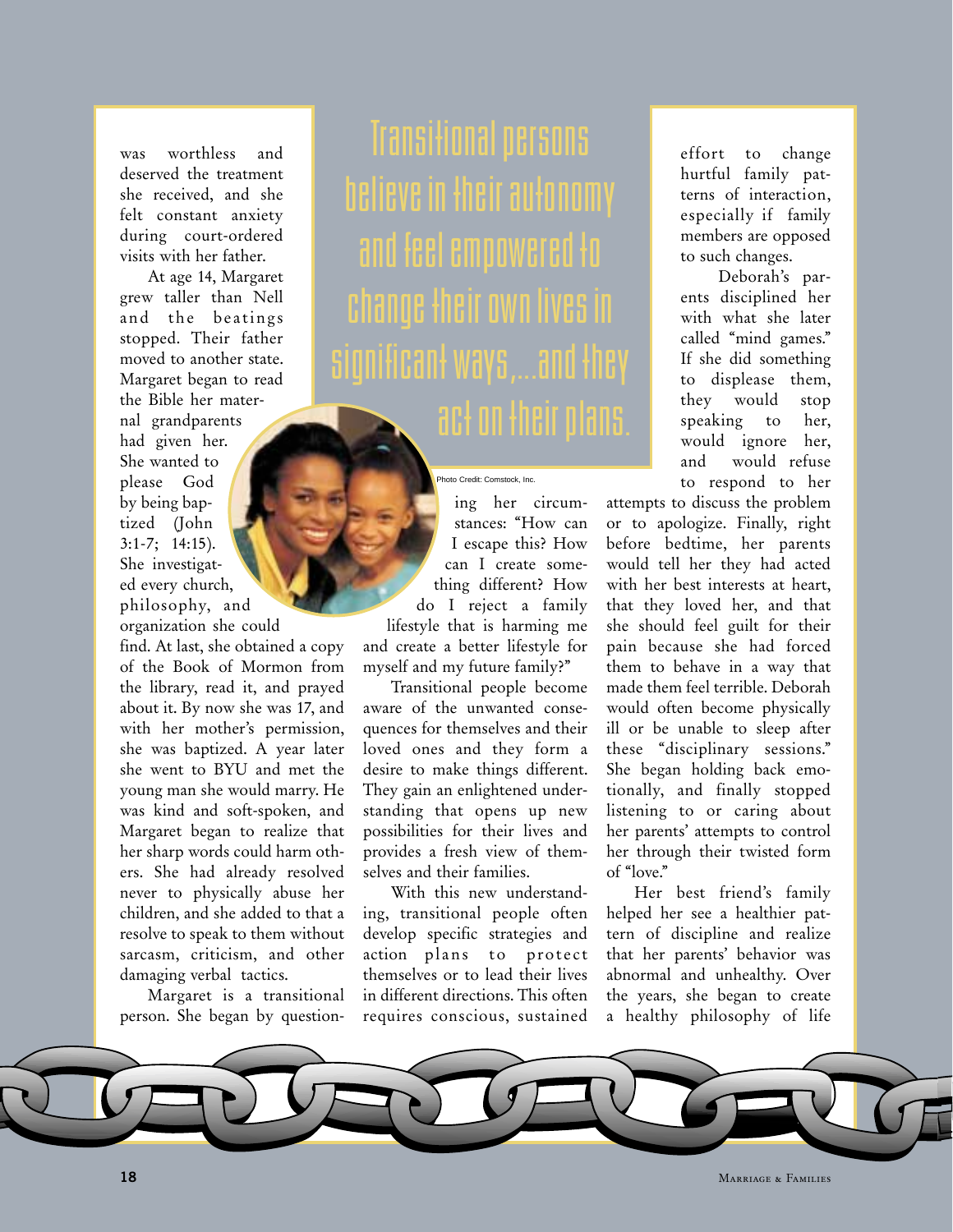was worthless and deserved the treatment she received, and she felt constant anxiety during court-ordered visits with her father.

At age 14, Margaret grew taller than Nell and the beatings stopped. Their father moved to another state. Margaret began to read the Bible her maternal grandparents had given her. She wanted to please God by being baptized (John 3:1-7; 14:15). She investigated every church, philosophy, and organization she could find. At last, she obtained a copy of the Book of Mormon from the library, read it, and prayed about it. By now she was 17, and with her mother's permission, she was baptized. A year later she went to BYU and met the young man she would marry. He was kind and soft-spoken, and Margaret began to realize that her sharp words could harm others. She had already resolved never to physically abuse her children, and she added to that a resolve to speak to them without sarcasm, criticism, and other damaging verbal tactics.

Margaret is a transitional person. She began by questioning her circumstances: "How can I escape this? How can I create something different? How do I reject a family lifestyle that is harming me and create a better lifestyle for myself and my future family?"

> Transitional persons believe in their autonomy and feel empowered to change their own lives in significant ways,...and they act on their plans.

Photo Credit: Comstock, Inc.

Transitional people become aware of the unwanted consequences for themselves and their loved ones and they form a desire to make things different. They gain an enlightened understanding that opens up new possibilities for their lives and provides a fresh view of themselves and their families.

With this new understanding, transitional people often develop specific strategies and action plans to protect themselves or to lead their lives in different directions. This often requires conscious, sustained effort to change hurtful family patterns of interaction, especially if family members are opposed to such changes.

Deborah's parents disciplined her with what she later called "mind games." If she did something to displease them, they would stop speaking to her, would ignore her, and would refuse to respond to her attempts to discuss the problem or to apologize. Finally, right before bedtime, her parents would tell her they had acted with her best interests at heart, that they loved her, and that she should feel guilt for their pain because she had forced them to behave in a way that made them feel terrible. Deborah would often become physically ill or be unable to sleep after these "disciplinary sessions." She began holding back emotionally, and finally stopped listening to or caring about her parents' attempts to control her through their twisted form of "love."

Her best friend's family helped her see a healthier pattern of discipline and realize that her parents' behavior was abnormal and unhealthy. Over the years, she began to create a healthy philosophy of life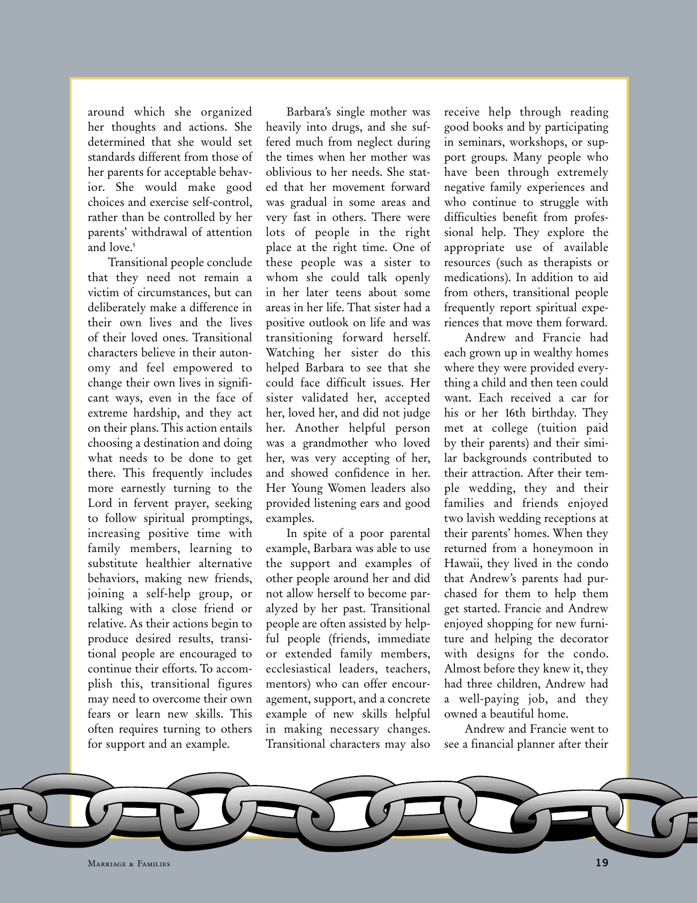around which she organized her thoughts and actions. She determined that she would set standards different from those of her parents for acceptable behavior. She would make good choices and exercise self-control, rather than be controlled by her parents' withdrawal of attention and love.[5]

Transitional people conclude that they need not remain a victim of circumstances, but can deliberately make a difference in their own lives and the lives of their loved ones. Transitional characters believe in their autonomy and feel empowered to change their own lives in significant ways, even in the face of extreme hardship, and they act on their plans. This action entails choosing a destination and doing what needs to be done to get there. This frequently includes more earnestly turning to the Lord in fervent prayer, seeking to follow spiritual promptings, increasing positive time with family members, learning to substitute healthier alternative behaviors, making new friends, joining a self-help group, or talking with a close friend or relative. As their actions begin to produce desired results, transitional people are encouraged to continue their efforts. To accomplish this, transitional figures may need to overcome their own fears or learn new skills. This often requires turning to others for support and an example.

Barbara's single mother was heavily into drugs, and she suffered much from neglect during the times when her mother was oblivious to her needs. She stated that her movement forward was gradual in some areas and very fast in others. There were lots of people in the right place at the right time. One of these people was a sister to whom she could talk openly in her later teens about some areas in her life. That sister had a positive outlook on life and was transitioning forward herself. Watching her sister do this helped Barbara to see that she could face difficult issues. Her sister validated her, accepted her, loved her, and did not judge her. Another helpful person was a grandmother who loved her, was very accepting of her, and showed confidence in her. Her Young Women leaders also provided listening ears and good examples.

In spite of a poor parental example, Barbara was able to use the support and examples of other people around her and did not allow herself to become paralyzed by her past. Transitional people are often assisted by helpful people (friends, immediate or extended family members, ecclesiastical leaders, teachers, mentors) who can offer encouragement, support, and a concrete example of new skills helpful in making necessary changes. Transitional characters may also receive help through reading good books and by participating in seminars, workshops, or support groups. Many people who have been through extremely negative family experiences and who continue to struggle with difficulties benefit from professional help. They explore the appropriate use of available resources (such as therapists or medications). In addition to aid from others, transitional people frequently report spiritual experiences that move them forward.

Andrew and Francie had each grown up in wealthy homes where they were provided everything a child and then teen could want. Each received a car for his or her 16th birthday. They met at college (tuition paid by their parents) and their similar backgrounds contributed to their attraction. After their temple wedding, they and their families and friends enjoyed two lavish wedding receptions at their parents' homes. When they returned from a honeymoon in Hawaii, they lived in the condo that Andrew's parents had purchased for them to help them get started. Francie and Andrew enjoyed shopping for new furniture and helping the decorator with designs for the condo. Almost before they knew it, they had three children, Andrew had a well-paying job, and they owned a beautiful home.

Andrew and Francie went to see a financial planner after their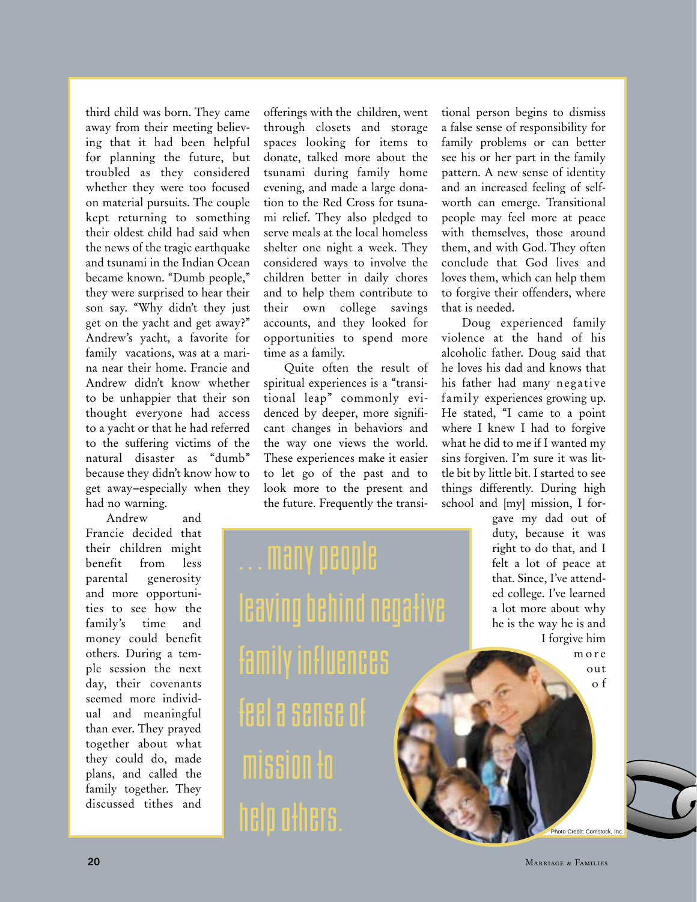third child was born. They came away from their meeting believing that it had been helpful for planning the future, but troubled as they considered whether they were too focused on material pursuits. The couple kept returning to something their oldest child had said when the news of the tragic earthquake and tsunami in the Indian Ocean became known. "Dumb people," they were surprised to hear their son say. "Why didn't they just get on the yacht and get away?" Andrew's yacht, a favorite for family vacations, was at a marina near their home. Francie and Andrew didn't know whether to be unhappier that their son thought everyone had access to a yacht or that he had referred to the suffering victims of the natural disaster as "dumb" because they didn't know how to get away–especially when they had no warning.

Andrew and Francie decided that their children might benefit from less parental generosity and more opportunities to see how the family's time and money could benefit others. During a temple session the next day, their covenants seemed more individual and meaningful than ever. They prayed together about what they could do, made plans, and called the family together. They discussed tithes and offerings with the children, went through closets and storage spaces looking for items to donate, talked more about the tsunami during family home evening, and made a large donation to the Red Cross for tsunami relief. They also pledged to serve meals at the local homeless shelter one night a week. They considered ways to involve the children better in daily chores and to help them contribute to their own college savings accounts, and they looked for opportunities to spend more time as a family.

Quite often the result of spiritual experiences is a "transitional leap" commonly evidenced by deeper, more significant changes in behaviors and the way one views the world. These experiences make it easier to let go of the past and to look more to the present and the future. Frequently the transitional person begins to dismiss a false sense of responsibility for family problems or can better see his or her part in the family pattern. A new sense of identity and an increased feeling of self-worth can emerge. Transitional people may feel more at peace with themselves, those around them, and with God. They often conclude that God lives and loves them, which can help them to forgive their offenders, where that is needed.

Doug experienced family violence at the hand of his alcoholic father. Doug said that he loves his dad and knows that his father had many negative family experiences growing up. He stated, "I came to a point where I knew I had to forgive what he did to me if I wanted my sins forgiven. I'm sure it was little bit by little bit. I started to see things differently. During high school and [my] mission, I forgave my dad out of duty, because it was right to do that, and I felt a lot of peace at that. Since, I've attended college. I've learned a lot more about why he is the way he is and I forgive him more out of

> . . . many people leaving behind negative family influences feel a sense of mission to help others.

Photo Credit: Comstock, Inc.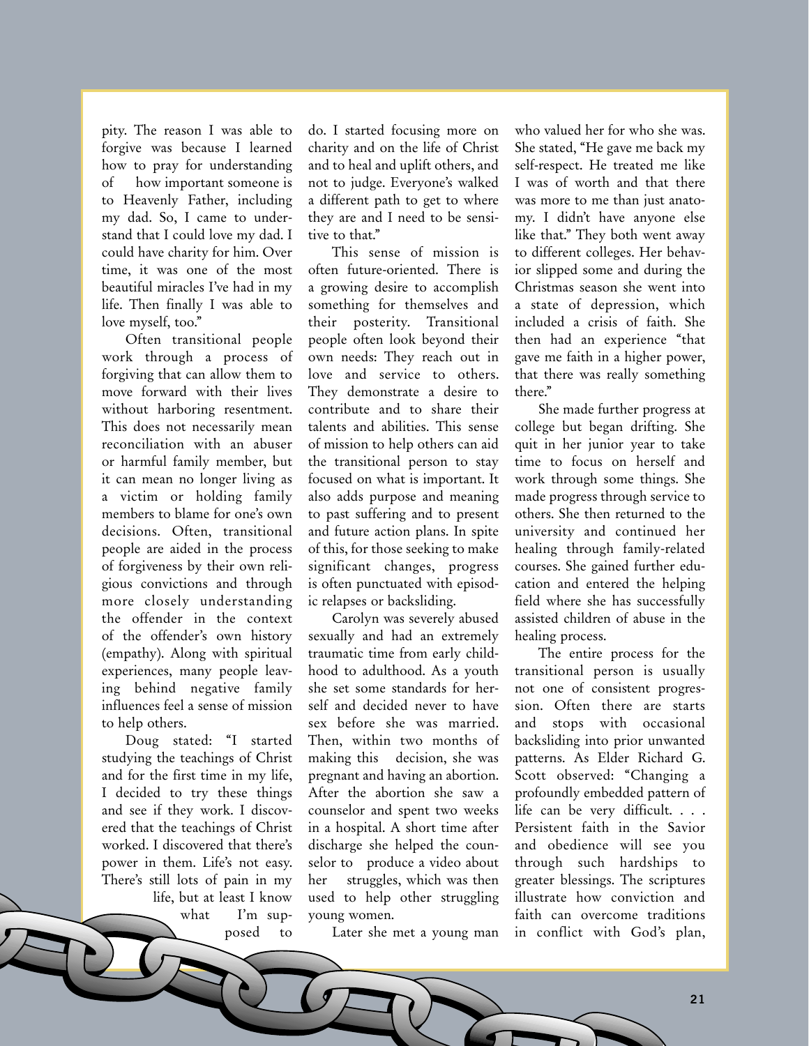pity. The reason I was able to forgive was because I learned how to pray for understanding of how important someone is to Heavenly Father, including my dad. So, I came to understand that I could love my dad. I could have charity for him. Over time, it was one of the most beautiful miracles I've had in my life. Then finally I was able to love myself, too."

Often transitional people work through a process of forgiving that can allow them to move forward with their lives without harboring resentment. This does not necessarily mean reconciliation with an abuser or harmful family member, but it can mean no longer living as a victim or holding family members to blame for one's own decisions. Often, transitional people are aided in the process of forgiveness by their own religious convictions and through more closely understanding the offender in the context of the offender's own history (empathy). Along with spiritual experiences, many people leaving behind negative family influences feel a sense of mission to help others.

Doug stated: "I started studying the teachings of Christ and for the first time in my life, I decided to try these things and see if they work. I discovered that the teachings of Christ worked. I discovered that there's power in them. Life's not easy. There's still lots of pain in my life, but at least I know what I'm supposed to do. I started focusing more on charity and on the life of Christ and to heal and uplift others, and not to judge. Everyone's walked a different path to get to where they are and I need to be sensitive to that."

This sense of mission is often future-oriented. There is a growing desire to accomplish something for themselves and their posterity. Transitional people often look beyond their own needs: They reach out in love and service to others. They demonstrate a desire to contribute and to share their talents and abilities. This sense of mission to help others can aid the transitional person to stay focused on what is important. It also adds purpose and meaning to past suffering and to present and future action plans. In spite of this, for those seeking to make significant changes, progress is often punctuated with episodic relapses or backsliding.

Carolyn was severely abused sexually and had an extremely traumatic time from early childhood to adulthood. As a youth she set some standards for herself and decided never to have sex before she was married. Then, within two months of making this decision, she was pregnant and having an abortion. After the abortion she saw a counselor and spent two weeks in a hospital. A short time after discharge she helped the counselor to produce a video about her struggles, which was then used to help other struggling young women.

Later she met a young man who valued her for who she was. She stated, "He gave me back my self-respect. He treated me like I was of worth and that there was more to me than just anatomy. I didn't have anyone else like that." They both went away to different colleges. Her behavior slipped some and during the Christmas season she went into a state of depression, which included a crisis of faith. She then had an experience "that gave me faith in a higher power, that there was really something there."

She made further progress at college but began drifting. She quit in her junior year to take time to focus on herself and work through some things. She made progress through service to others. She then returned to the university and continued her healing through family-related courses. She gained further education and entered the helping field where she has successfully assisted children of abuse in the healing process.

The entire process for the transitional person is usually not one of consistent progression. Often there are starts and stops with occasional backsliding into prior unwanted patterns. As Elder Richard G. Scott observed: "Changing a profoundly embedded pattern of life can be very difficult. . . . Persistent faith in the Savior and obedience will see you through such hardships to greater blessings. The scriptures illustrate how conviction and faith can overcome traditions in conflict with God's plan,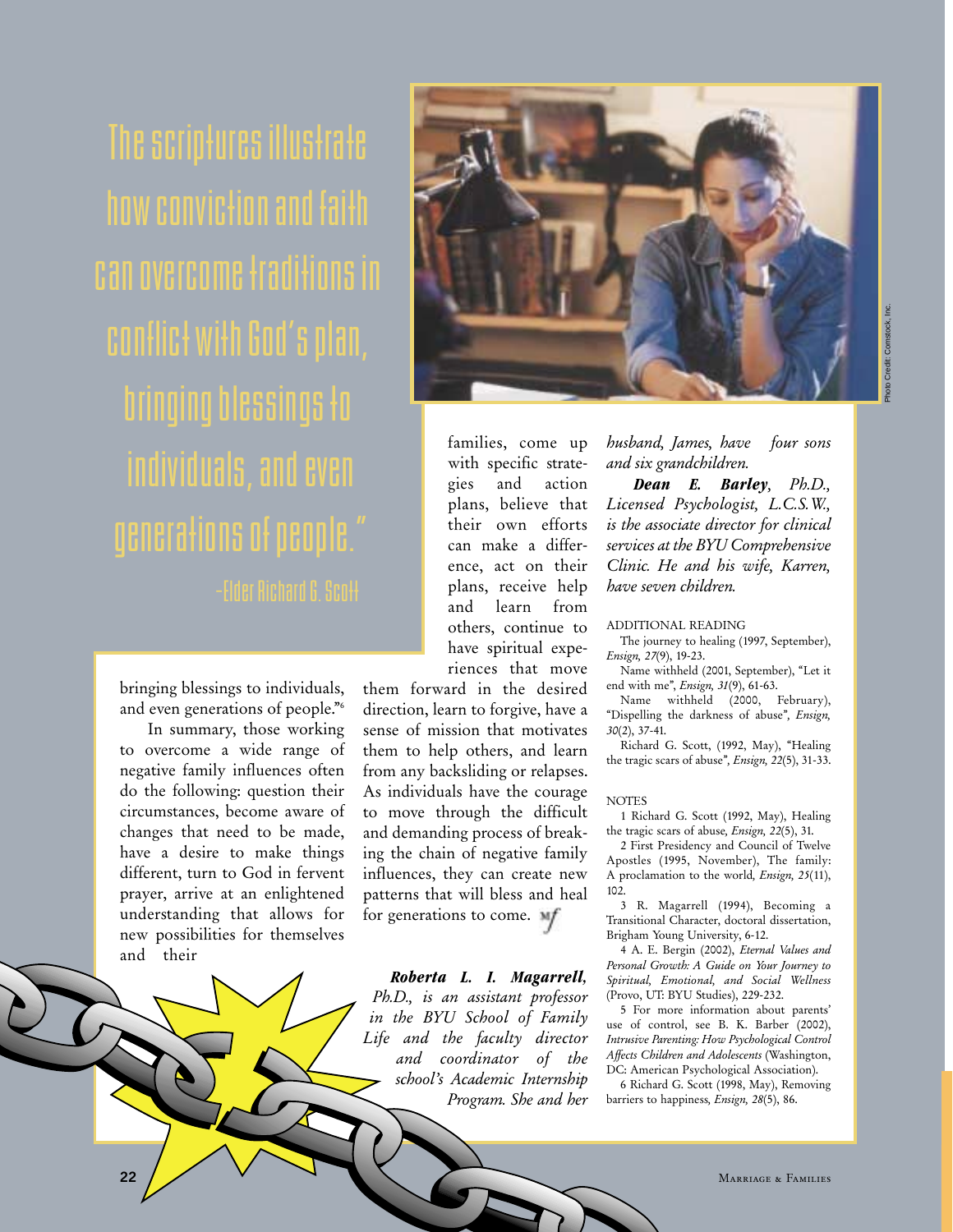> The scriptures illustrate how conviction and faith can overcome traditions in conflict with God's plan, bringing blessings to individuals, and even generations of people."
>
> –Elder Richard G. Scott

bringing blessings to individuals, and even generations of people."[6]

In summary, those working to overcome a wide range of negative family influences often do the following: question their circumstances, become aware of changes that need to be made, have a desire to make things different, turn to God in fervent prayer, arrive at an enlightened understanding that allows for new possibilities for themselves and their families, come up with specific strategies and action plans, believe that their own efforts can make a difference, act on their plans, receive help and learn from others, continue to have spiritual experiences that move them forward in the desired direction, learn to forgive, have a sense of mission that motivates them to help others, and learn from any backsliding or relapses. As individuals have the courage to move through the difficult and demanding process of breaking the chain of negative family influences, they can create new patterns that will bless and heal for generations to come.

***Roberta L. I. Magarrell**, Ph.D., is an assistant professor in the BYU School of Family Life and the faculty director and coordinator of the school's Academic Internship Program. She and her husband, James, have four sons and six grandchildren.*

***Dean E. Barley**, Ph.D., Licensed Psychologist, L.C.S.W., is the associate director for clinical services at the BYU Comprehensive Clinic. He and his wife, Karren, have seven children.*

ADDITIONAL READING

The journey to healing (1997, September), *Ensign, 27*(9), 19-23.

Name withheld (2001, September), "Let it end with me", *Ensign, 31*(9), 61-63.

Name withheld (2000, February), "Dispelling the darkness of abuse", *Ensign, 30*(2), 37-41.

Richard G. Scott, (1992, May), "Healing the tragic scars of abuse", *Ensign, 22*(5), 31-33.

NOTES

1 Richard G. Scott (1992, May), Healing the tragic scars of abuse, *Ensign, 22*(5), 31.

2 First Presidency and Council of Twelve Apostles (1995, November), The family: A proclamation to the world, *Ensign, 25*(11), 102.

3 R. Magarrell (1994), Becoming a Transitional Character, doctoral dissertation, Brigham Young University, 6-12.

4 A. E. Bergin (2002), *Eternal Values and Personal Growth: A Guide on Your Journey to Spiritual, Emotional, and Social Wellness* (Provo, UT: BYU Studies), 229-232.

5 For more information about parents' use of control, see B. K. Barber (2002), *Intrusive Parenting: How Psychological Control Affects Children and Adolescents* (Washington, DC: American Psychological Association).

6 Richard G. Scott (1998, May), Removing barriers to happiness, *Ensign, 28*(5), 86.

Photo Credit: Comstock, Inc.